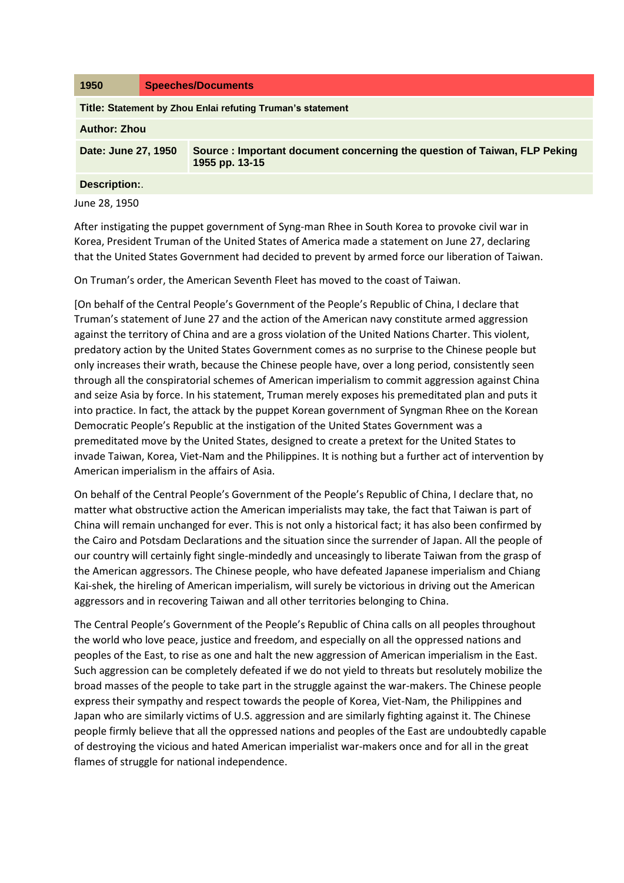| 1950 | Speeches/Documents |
| --- | --- |
| **Title: Statement by Zhou Enlai refuting Truman's statement** | |
| **Author: Zhou** | |
| **Date: June 27, 1950** | **Source : Important document concerning the question of Taiwan, FLP Peking 1955 pp. 13-15** |
| **Description:**. | |

June 28, 1950

After instigating the puppet government of Syng-man Rhee in South Korea to provoke civil war in Korea, President Truman of the United States of America made a statement on June 27, declaring that the United States Government had decided to prevent by armed force our liberation of Taiwan.

On Truman's order, the American Seventh Fleet has moved to the coast of Taiwan.

[On behalf of the Central People's Government of the People's Republic of China, I declare that Truman's statement of June 27 and the action of the American navy constitute armed aggression against the territory of China and are a gross violation of the United Nations Charter. This violent, predatory action by the United States Government comes as no surprise to the Chinese people but only increases their wrath, because the Chinese people have, over a long period, consistently seen through all the conspiratorial schemes of American imperialism to commit aggression against China and seize Asia by force. In his statement, Truman merely exposes his premeditated plan and puts it into practice. In fact, the attack by the puppet Korean government of Syngman Rhee on the Korean Democratic People's Republic at the instigation of the United States Government was a premeditated move by the United States, designed to create a pretext for the United States to invade Taiwan, Korea, Viet-Nam and the Philippines. It is nothing but a further act of intervention by American imperialism in the affairs of Asia.

On behalf of the Central People's Government of the People's Republic of China, I declare that, no matter what obstructive action the American imperialists may take, the fact that Taiwan is part of China will remain unchanged for ever. This is not only a historical fact; it has also been confirmed by the Cairo and Potsdam Declarations and the situation since the surrender of Japan. All the people of our country will certainly fight single-mindedly and unceasingly to liberate Taiwan from the grasp of the American aggressors. The Chinese people, who have defeated Japanese imperialism and Chiang Kai-shek, the hireling of American imperialism, will surely be victorious in driving out the American aggressors and in recovering Taiwan and all other territories belonging to China.

The Central People's Government of the People's Republic of China calls on all peoples throughout the world who love peace, justice and freedom, and especially on all the oppressed nations and peoples of the East, to rise as one and halt the new aggression of American imperialism in the East. Such aggression can be completely defeated if we do not yield to threats but resolutely mobilize the broad masses of the people to take part in the struggle against the war-makers. The Chinese people express their sympathy and respect towards the people of Korea, Viet-Nam, the Philippines and Japan who are similarly victims of U.S. aggression and are similarly fighting against it. The Chinese people firmly believe that all the oppressed nations and peoples of the East are undoubtedly capable of destroying the vicious and hated American imperialist war-makers once and for all in the great flames of struggle for national independence.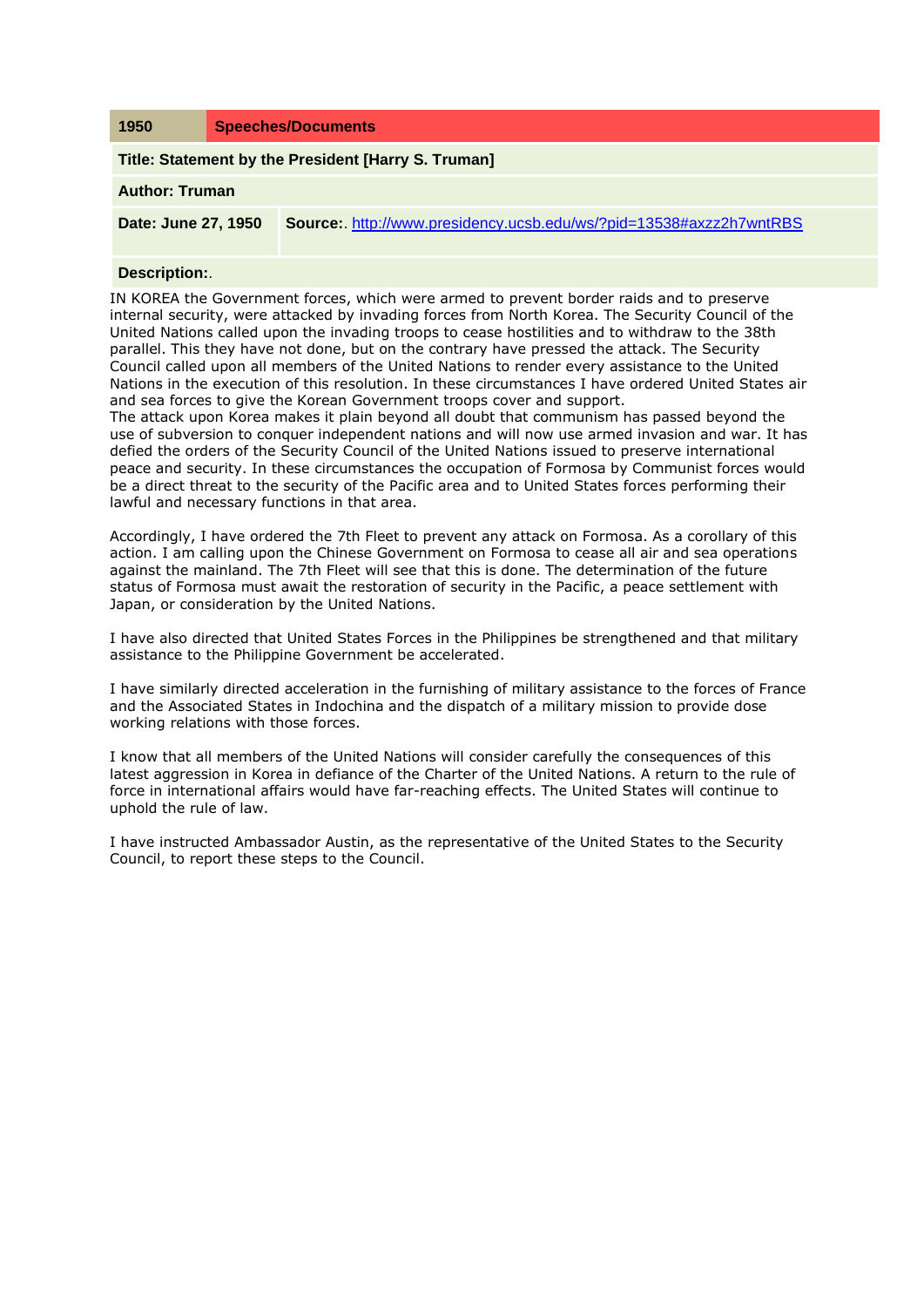| 1950 | Speeches/Documents |
|---|---|
| **Title: Statement by the President [Harry S. Truman]** | |
| **Author: Truman** | |
| **Date: June 27, 1950** | **Source:**. [http://www.presidency.ucsb.edu/ws/?pid=13538#axzz2h7wntRBS](http://www.presidency.ucsb.edu/ws/?pid=13538#axzz2h7wntRBS) |

**Description:**.

IN KOREA the Government forces, which were armed to prevent border raids and to preserve internal security, were attacked by invading forces from North Korea. The Security Council of the United Nations called upon the invading troops to cease hostilities and to withdraw to the 38th parallel. This they have not done, but on the contrary have pressed the attack. The Security Council called upon all members of the United Nations to render every assistance to the United Nations in the execution of this resolution. In these circumstances I have ordered United States air and sea forces to give the Korean Government troops cover and support.

The attack upon Korea makes it plain beyond all doubt that communism has passed beyond the use of subversion to conquer independent nations and will now use armed invasion and war. It has defied the orders of the Security Council of the United Nations issued to preserve international peace and security. In these circumstances the occupation of Formosa by Communist forces would be a direct threat to the security of the Pacific area and to United States forces performing their lawful and necessary functions in that area.

Accordingly, I have ordered the 7th Fleet to prevent any attack on Formosa. As a corollary of this action. I am calling upon the Chinese Government on Formosa to cease all air and sea operations against the mainland. The 7th Fleet will see that this is done. The determination of the future status of Formosa must await the restoration of security in the Pacific, a peace settlement with Japan, or consideration by the United Nations.

I have also directed that United States Forces in the Philippines be strengthened and that military assistance to the Philippine Government be accelerated.

I have similarly directed acceleration in the furnishing of military assistance to the forces of France and the Associated States in Indochina and the dispatch of a military mission to provide dose working relations with those forces.

I know that all members of the United Nations will consider carefully the consequences of this latest aggression in Korea in defiance of the Charter of the United Nations. A return to the rule of force in international affairs would have far-reaching effects. The United States will continue to uphold the rule of law.

I have instructed Ambassador Austin, as the representative of the United States to the Security Council, to report these steps to the Council.